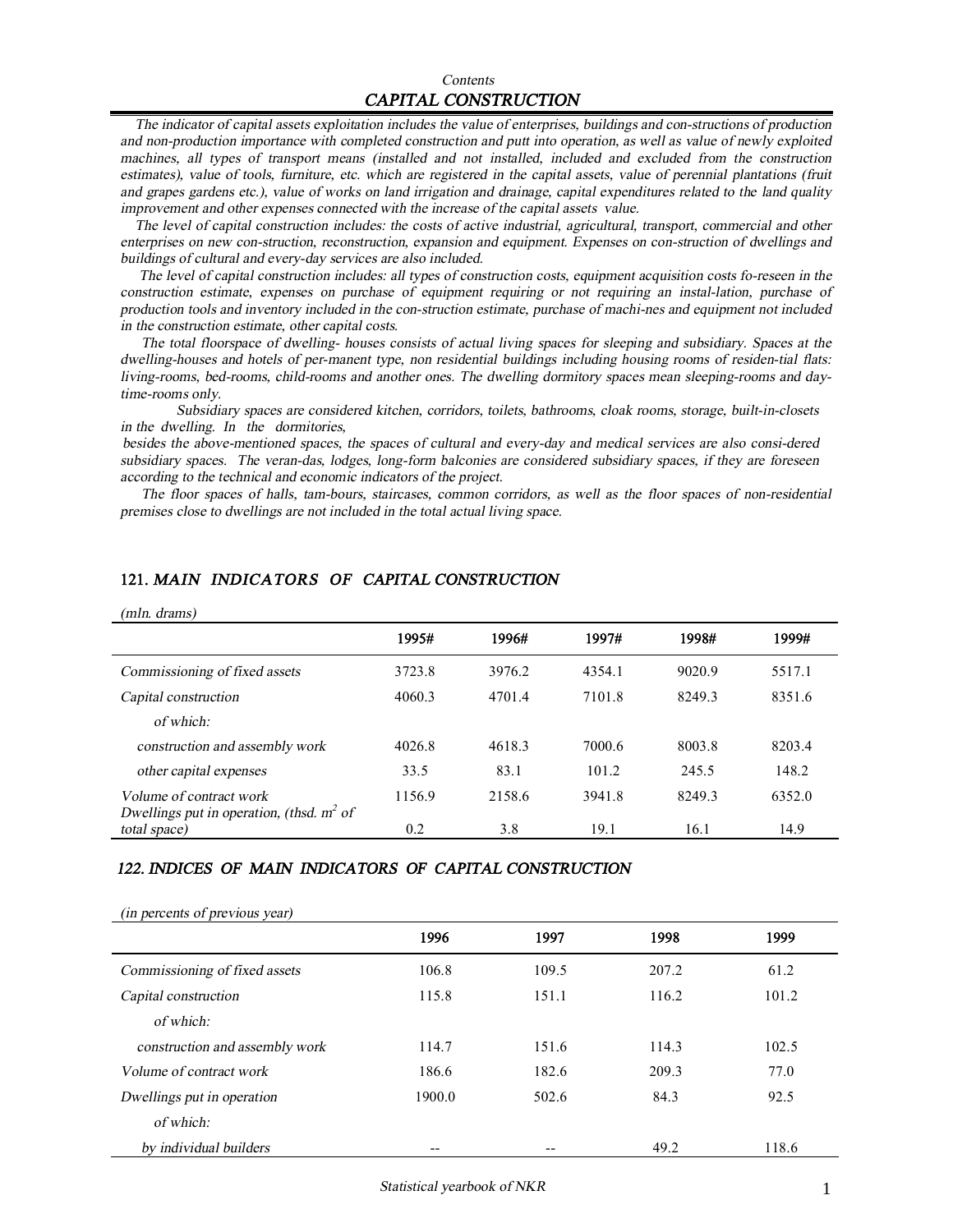*Contents*

## *CAPITAL CONSTRUCTION*

*The indicator of capital assets exploitation includes the value of enterprises, buildings and con-structions of production and non-production importance with completed construction and putt into operation, as well as value of newly exploited machines, all types of transport means (installed and not installed, included and excluded from the construction estimates), value of tools, furniture, etc. which are registered in the capital assets, value of perennial plantations (fruit and grapes gardens etc.), value of works on land irrigation and drainage, capital expenditures related to the land quality improvement and other expenses connected with the increase of the capital assets value.*

*The level of capital construction includes: the costs of active industrial, agricultural, transport, commercial and other enterprises on new con-struction, reconstruction, expansion and equipment. Expenses on con-struction of dwellings and buildings of cultural and every-day services are also included.*

*The level of capital construction includes: all types of construction costs, equipment acquisition costs fo-reseen in the construction estimate, expenses on purchase of equipment requiring or not requiring an instal-lation, purchase of production tools and inventory included in the con-struction estimate, purchase of machi-nes and equipment not included in the construction estimate, other capital costs.*

*The total floorspace of dwelling- houses consists of actual living spaces for sleeping and subsidiary. Spaces at the dwelling-houses and hotels of per-manent type, non residential buildings including housing rooms of residen-tial flats: living-rooms, bed-rooms, child-rooms and another ones. The dwelling dormitory spaces mean sleeping-rooms and day-time-rooms only.*

*Subsidiary spaces are considered kitchen, corridors, toilets, bathrooms, cloak rooms, storage, built-in-closets in the dwelling. In the dormitories, besides the above-mentioned spaces, the spaces of cultural and every-day and medical services are also consi-dered subsidiary spaces. The veran-das, lodges, long-form balconies are considered subsidiary spaces, if they are foreseen according to the technical and economic indicators of the project.*

*The floor spaces of halls, tam-bours, staircases, common corridors, as well as the floor spaces of non-residential premises close to dwellings are not included in the total actual living space.*

### 121. *MAIN INDICATORS OF CAPITAL CONSTRUCTION*

*(mln. drams)*

| | 1995# | 1996# | 1997# | 1998# | 1999# |
|---|---|---|---|---|---|
| *Commissioning of fixed assets* | 3723.8 | 3976.2 | 4354.1 | 9020.9 | 5517.1 |
| *Capital construction* | 4060.3 | 4701.4 | 7101.8 | 8249.3 | 8351.6 |
| *of which:* | | | | | |
| *construction and assembly work* | 4026.8 | 4618.3 | 7000.6 | 8003.8 | 8203.4 |
| *other capital expenses* | 33.5 | 83.1 | 101.2 | 245.5 | 148.2 |
| *Volume of contract work* | 1156.9 | 2158.6 | 3941.8 | 8249.3 | 6352.0 |
| *Dwellings put in operation, (thsd. $m^2$ of total space)* | 0.2 | 3.8 | 19.1 | 16.1 | 14.9 |

### *122. INDICES OF MAIN INDICATORS OF CAPITAL CONSTRUCTION*

*(in percents of previous year)*

| | 1996 | 1997 | 1998 | 1999 |
|---|---|---|---|---|
| *Commissioning of fixed assets* | 106.8 | 109.5 | 207.2 | 61.2 |
| *Capital construction* | 115.8 | 151.1 | 116.2 | 101.2 |
| *of which:* | | | | |
| *construction and assembly work* | 114.7 | 151.6 | 114.3 | 102.5 |
| *Volume of contract work* | 186.6 | 182.6 | 209.3 | 77.0 |
| *Dwellings put in operation* | 1900.0 | 502.6 | 84.3 | 92.5 |
| *of which:* | | | | |
| *by individual builders* | -- | -- | 49.2 | 118.6 |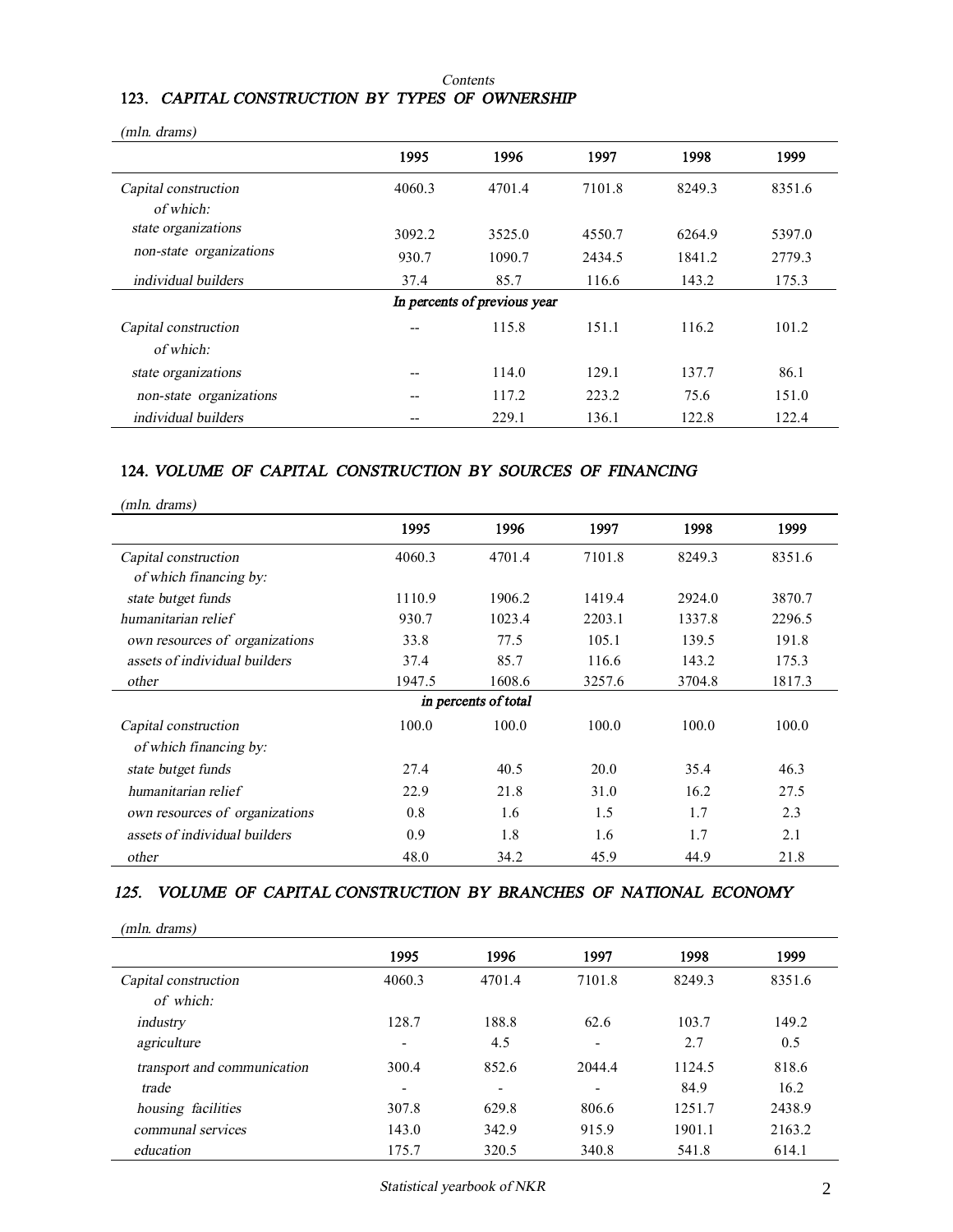*Contents*

## 123. *CAPITAL CONSTRUCTION BY TYPES OF OWNERSHIP*

*(mln. drams)*

| | 1995 | 1996 | 1997 | 1998 | 1999 |
|---|---|---|---|---|---|
| *Capital construction* | 4060.3 | 4701.4 | 7101.8 | 8249.3 | 8351.6 |
| *of which:* | | | | | |
| *state organizations* | 3092.2 | 3525.0 | 4550.7 | 6264.9 | 5397.0 |
| *non-state organizations* | 930.7 | 1090.7 | 2434.5 | 1841.2 | 2779.3 |
| *individual builders* | 37.4 | 85.7 | 116.6 | 143.2 | 175.3 |
| | | ***In percents of previous year*** | | | |
| *Capital construction* | -- | 115.8 | 151.1 | 116.2 | 101.2 |
| *of which:* | | | | | |
| *state organizations* | -- | 114.0 | 129.1 | 137.7 | 86.1 |
| *non-state organizations* | -- | 117.2 | 223.2 | 75.6 | 151.0 |
| *individual builders* | -- | 229.1 | 136.1 | 122.8 | 122.4 |

## 124. *VOLUME OF CAPITAL CONSTRUCTION BY SOURCES OF FINANCING*

*(mln. drams)*

| | 1995 | 1996 | 1997 | 1998 | 1999 |
|---|---|---|---|---|---|
| *Capital construction* | 4060.3 | 4701.4 | 7101.8 | 8249.3 | 8351.6 |
| *of which financing by:* | | | | | |
| *state butget funds* | 1110.9 | 1906.2 | 1419.4 | 2924.0 | 3870.7 |
| *humanitarian relief* | 930.7 | 1023.4 | 2203.1 | 1337.8 | 2296.5 |
| *own resources of organizations* | 33.8 | 77.5 | 105.1 | 139.5 | 191.8 |
| *assets of individual builders* | 37.4 | 85.7 | 116.6 | 143.2 | 175.3 |
| *other* | 1947.5 | 1608.6 | 3257.6 | 3704.8 | 1817.3 |
| | | ***in percents of total*** | | | |
| *Capital construction* | 100.0 | 100.0 | 100.0 | 100.0 | 100.0 |
| *of which financing by:* | | | | | |
| *state butget funds* | 27.4 | 40.5 | 20.0 | 35.4 | 46.3 |
| *humanitarian relief* | 22.9 | 21.8 | 31.0 | 16.2 | 27.5 |
| *own resources of organizations* | 0.8 | 1.6 | 1.5 | 1.7 | 2.3 |
| *assets of individual builders* | 0.9 | 1.8 | 1.6 | 1.7 | 2.1 |
| *other* | 48.0 | 34.2 | 45.9 | 44.9 | 21.8 |

## 125. *VOLUME OF CAPITAL CONSTRUCTION BY BRANCHES OF NATIONAL ECONOMY*

*(mln. drams)*

| | 1995 | 1996 | 1997 | 1998 | 1999 |
|---|---|---|---|---|---|
| *Capital construction* | 4060.3 | 4701.4 | 7101.8 | 8249.3 | 8351.6 |
| *of which:* | | | | | |
| *industry* | 128.7 | 188.8 | 62.6 | 103.7 | 149.2 |
| *agriculture* | - | 4.5 | - | 2.7 | 0.5 |
| *transport and communication* | 300.4 | 852.6 | 2044.4 | 1124.5 | 818.6 |
| *trade* | - | - | - | 84.9 | 16.2 |
| *housing facilities* | 307.8 | 629.8 | 806.6 | 1251.7 | 2438.9 |
| *communal services* | 143.0 | 342.9 | 915.9 | 1901.1 | 2163.2 |
| *education* | 175.7 | 320.5 | 340.8 | 541.8 | 614.1 |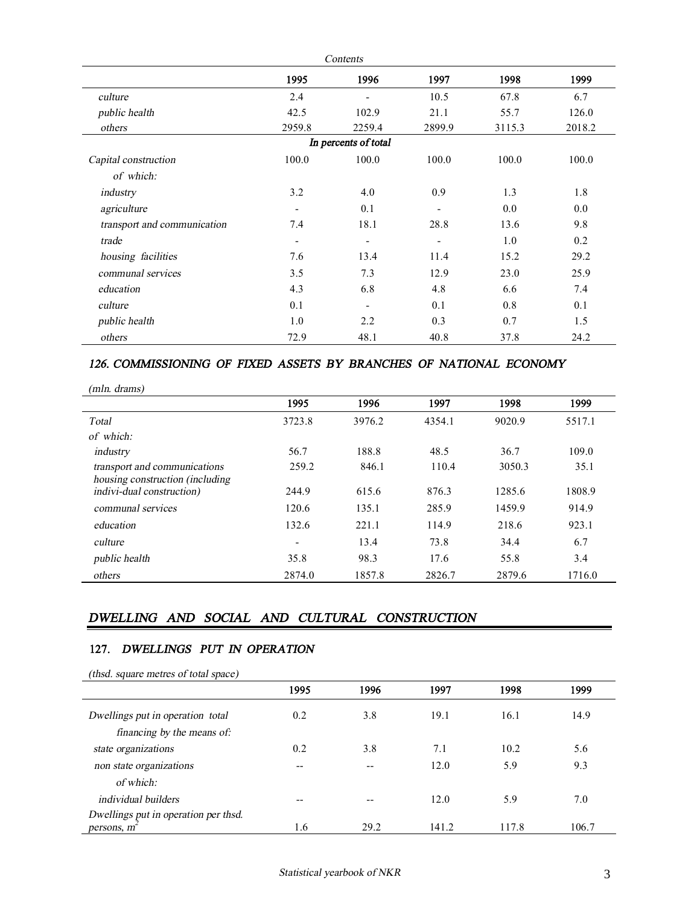| | 1995 | 1996 | 1997 | 1998 | 1999 |
|---|---|---|---|---|---|
| *culture* | 2.4 | - | 10.5 | 67.8 | 6.7 |
| *public health* | 42.5 | 102.9 | 21.1 | 55.7 | 126.0 |
| *others* | 2959.8 | 2259.4 | 2899.9 | 3115.3 | 2018.2 |
| | | *In percents of total* | | | |
| *Capital construction* | 100.0 | 100.0 | 100.0 | 100.0 | 100.0 |
| *of which:* | | | | | |
| *industry* | 3.2 | 4.0 | 0.9 | 1.3 | 1.8 |
| *agriculture* | - | 0.1 | - | 0.0 | 0.0 |
| *transport and communication* | 7.4 | 18.1 | 28.8 | 13.6 | 9.8 |
| *trade* | - | - | - | 1.0 | 0.2 |
| *housing facilities* | 7.6 | 13.4 | 11.4 | 15.2 | 29.2 |
| *communal services* | 3.5 | 7.3 | 12.9 | 23.0 | 25.9 |
| *education* | 4.3 | 6.8 | 4.8 | 6.6 | 7.4 |
| *culture* | 0.1 | - | 0.1 | 0.8 | 0.1 |
| *public health* | 1.0 | 2.2 | 0.3 | 0.7 | 1.5 |
| *others* | 72.9 | 48.1 | 40.8 | 37.8 | 24.2 |

### *126. COMMISSIONING OF FIXED ASSETS BY BRANCHES OF NATIONAL ECONOMY*

*(mln. drams)*

| | 1995 | 1996 | 1997 | 1998 | 1999 |
|---|---|---|---|---|---|
| *Total* | 3723.8 | 3976.2 | 4354.1 | 9020.9 | 5517.1 |
| *of which:* | | | | | |
| *industry* | 56.7 | 188.8 | 48.5 | 36.7 | 109.0 |
| *transport and communications* | 259.2 | 846.1 | 110.4 | 3050.3 | 35.1 |
| *housing construction (including indivi-dual construction)* | 244.9 | 615.6 | 876.3 | 1285.6 | 1808.9 |
| *communal services* | 120.6 | 135.1 | 285.9 | 1459.9 | 914.9 |
| *education* | 132.6 | 221.1 | 114.9 | 218.6 | 923.1 |
| *culture* | - | 13.4 | 73.8 | 34.4 | 6.7 |
| *public health* | 35.8 | 98.3 | 17.6 | 55.8 | 3.4 |
| *others* | 2874.0 | 1857.8 | 2826.7 | 2879.6 | 1716.0 |

## *DWELLING AND SOCIAL AND CULTURAL CONSTRUCTION*

### 127. *DWELLINGS PUT IN OPERATION*

*(thsd. square metres of total space)*

| | 1995 | 1996 | 1997 | 1998 | 1999 |
|---|---|---|---|---|---|
| *Dwellings put in operation total* | 0.2 | 3.8 | 19.1 | 16.1 | 14.9 |
| *financing by the means of:* | | | | | |
| *state organizations* | 0.2 | 3.8 | 7.1 | 10.2 | 5.6 |
| *non state organizations* | -- | -- | 12.0 | 5.9 | 9.3 |
| *of which:* | | | | | |
| *individual builders* | -- | -- | 12.0 | 5.9 | 7.0 |
| *Dwellings put in operation per thsd. persons,* $m^2$ | 1.6 | 29.2 | 141.2 | 117.8 | 106.7 |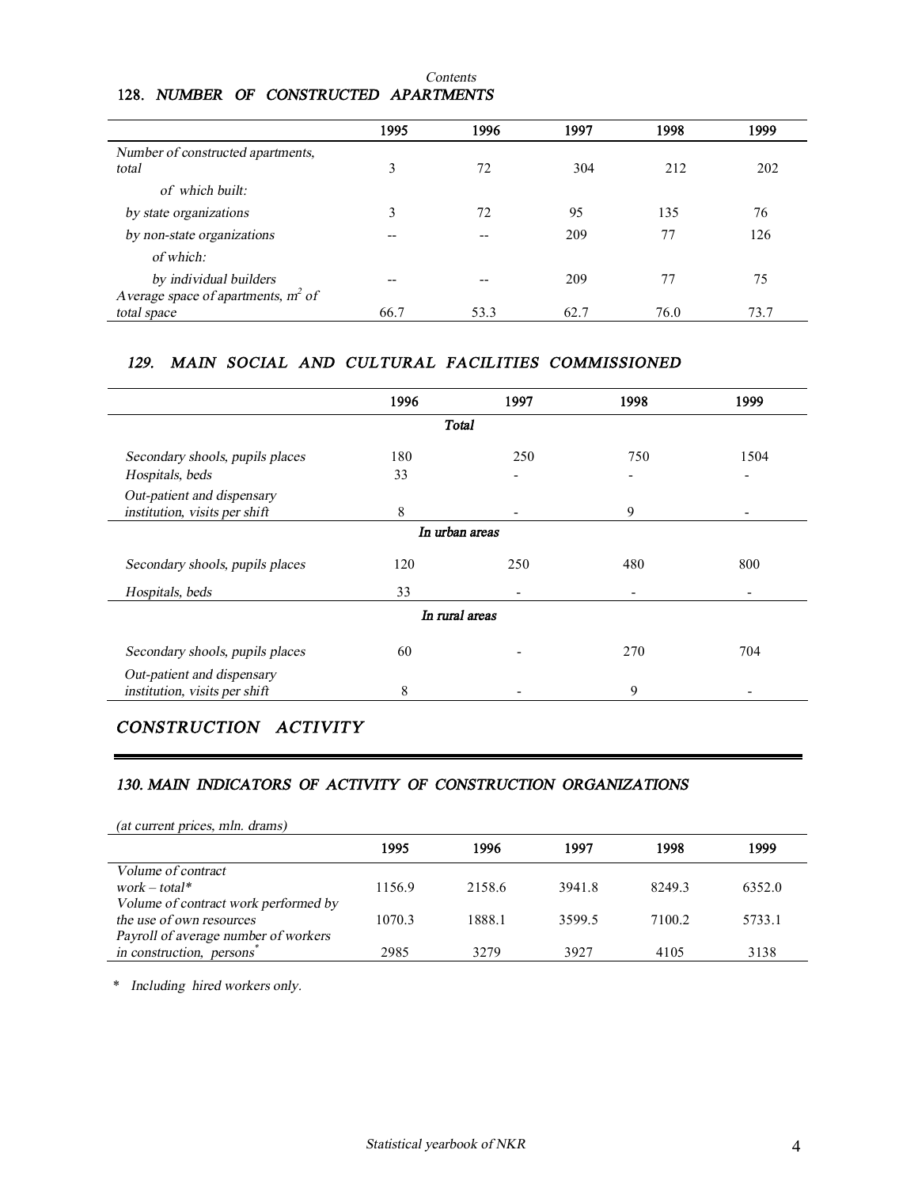*Contents*

## 128. NUMBER OF CONSTRUCTED APARTMENTS

| | 1995 | 1996 | 1997 | 1998 | 1999 |
|---|---|---|---|---|---|
| Number of constructed apartments, total | 3 | 72 | 304 | 212 | 202 |
| of which built: | | | | | |
| by state organizations | 3 | 72 | 95 | 135 | 76 |
| by non-state organizations | -- | -- | 209 | 77 | 126 |
| of which: | | | | | |
| by individual builders | -- | -- | 209 | 77 | 75 |
| Average space of apartments, $m^2$ of total space | 66.7 | 53.3 | 62.7 | 76.0 | 73.7 |

## 129. MAIN SOCIAL AND CULTURAL FACILITIES COMMISSIONED

| | 1996 | 1997 | 1998 | 1999 |
|---|---|---|---|---|
| **Total** | | | | |
| Secondary shools, pupils places | 180 | 250 | 750 | 1504 |
| Hospitals, beds | 33 | - | - | - |
| Out-patient and dispensary institution, visits per shift | 8 | - | 9 | - |
| **In urban areas** | | | | |
| Secondary shools, pupils places | 120 | 250 | 480 | 800 |
| Hospitals, beds | 33 | - | - | - |
| **In rural areas** | | | | |
| Secondary shools, pupils places | 60 | - | 270 | 704 |
| Out-patient and dispensary institution, visits per shift | 8 | - | 9 | - |

# CONSTRUCTION ACTIVITY

## 130. MAIN INDICATORS OF ACTIVITY OF CONSTRUCTION ORGANIZATIONS

*(at current prices, mln. drams)*

| | 1995 | 1996 | 1997 | 1998 | 1999 |
|---|---|---|---|---|---|
| Volume of contract work – total* | 1156.9 | 2158.6 | 3941.8 | 8249.3 | 6352.0 |
| Volume of contract work performed by the use of own resources | 1070.3 | 1888.1 | 3599.5 | 7100.2 | 5733.1 |
| Payroll of average number of workers in construction, persons* | 2985 | 3279 | 3927 | 4105 | 3138 |

\* Including hired workers only.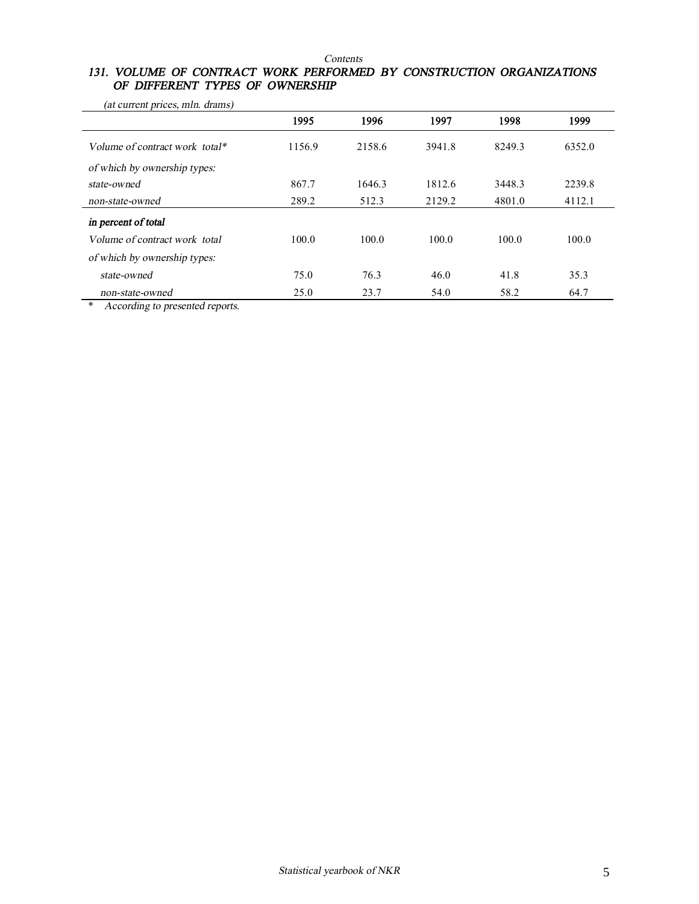## 131. VOLUME OF CONTRACT WORK PERFORMED BY CONSTRUCTION ORGANIZATIONS OF DIFFERENT TYPES OF OWNERSHIP

*(at current prices, mln. drams)*

| | 1995 | 1996 | 1997 | 1998 | 1999 |
|---|---|---|---|---|---|
| *Volume of contract work total** | 1156.9 | 2158.6 | 3941.8 | 8249.3 | 6352.0 |
| *of which by ownership types:* | | | | | |
| *state-owned* | 867.7 | 1646.3 | 1812.6 | 3448.3 | 2239.8 |
| *non-state-owned* | 289.2 | 512.3 | 2129.2 | 4801.0 | 4112.1 |
| ***in percent of total*** | | | | | |
| *Volume of contract work total* | 100.0 | 100.0 | 100.0 | 100.0 | 100.0 |
| *of which by ownership types:* | | | | | |
| *state-owned* | 75.0 | 76.3 | 46.0 | 41.8 | 35.3 |
| *non-state-owned* | 25.0 | 23.7 | 54.0 | 58.2 | 64.7 |

\* *According to presented reports.*